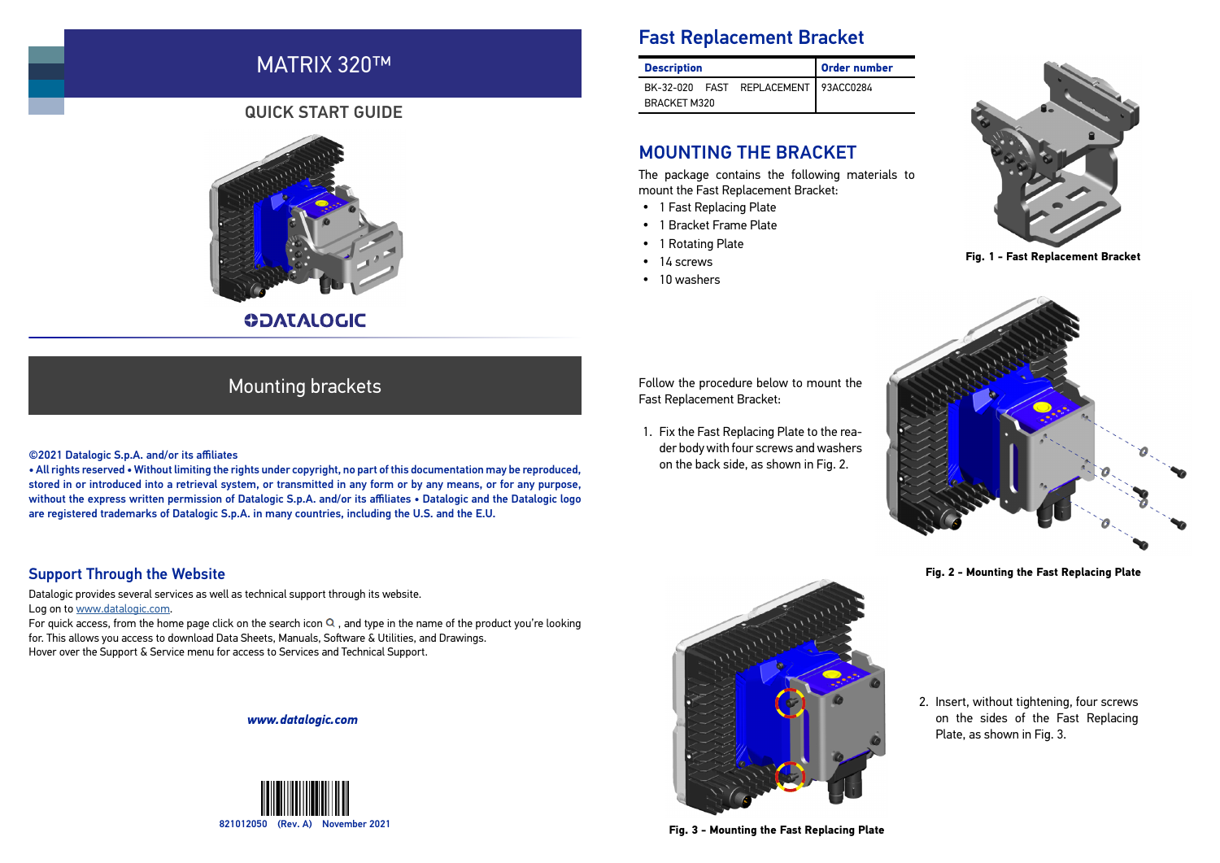# MATRIX 320™

## QUICK START GUIDE

DATALOGIC

## Mounting brackets

**©2021 Datalogic S.p.A. and/or its affiliates**

**• All rights reserved • Without limiting the rights under copyright, no part of this documentation may be reproduced, stored in or introduced into a retrieval system, or transmitted in any form or by any means, or for any purpose, without the express written permission of Datalogic S.p.A. and/or its affiliates • Datalogic and the Datalogic logo are registered trademarks of Datalogic S.p.A. in many countries, including the U.S. and the E.U.**

## Support Through the Website

Datalogic provides several services as well as technical support through its website.
Log on to www.datalogic.com.
For quick access, from the home page click on the search icon , and type in the name of the product you're looking for. This allows you access to download Data Sheets, Manuals, Software & Utilities, and Drawings.
Hover over the Support & Service menu for access to Services and Technical Support.

***www.datalogic.com***

821012050 (Rev. A) November 2021

## Fast Replacement Bracket

| Description | Order number |
|---|---|
| BK-32-020 FAST REPLACEMENT BRACKET M320 | 93ACC0284 |

**Fig. 1 - Fast Replacement Bracket**

## MOUNTING THE BRACKET

The package contains the following materials to mount the Fast Replacement Bracket:

- 1 Fast Replacing Plate
- 1 Bracket Frame Plate
- 1 Rotating Plate
- 14 screws
- 10 washers

Follow the procedure below to mount the Fast Replacement Bracket:

1. Fix the Fast Replacing Plate to the reader body with four screws and washers on the back side, as shown in Fig. 2.

**Fig. 2 - Mounting the Fast Replacing Plate**

2. Insert, without tightening, four screws on the sides of the Fast Replacing Plate, as shown in Fig. 3.

**Fig. 3 - Mounting the Fast Replacing Plate**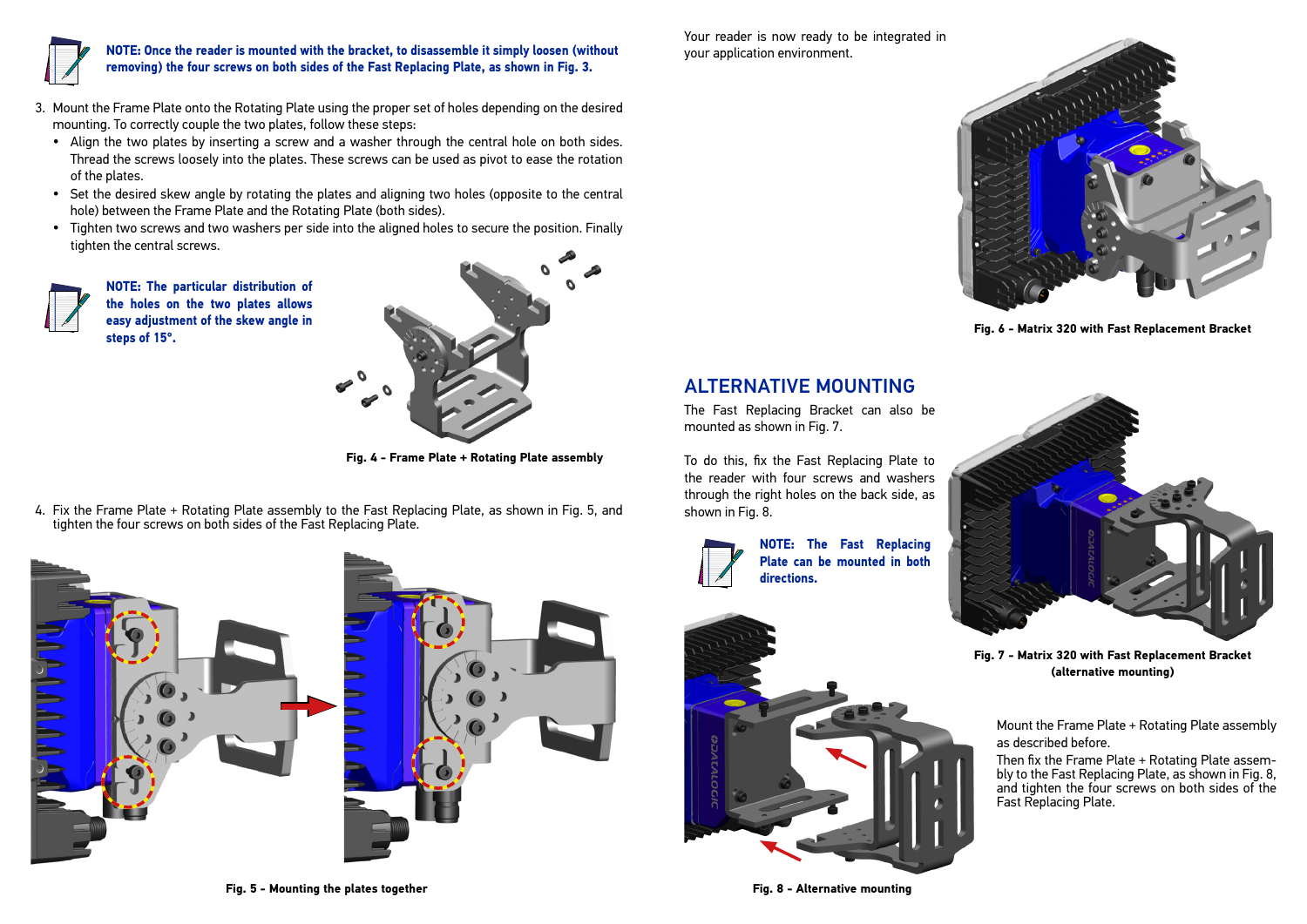**NOTE: Once the reader is mounted with the bracket, to disassemble it simply loosen (without removing) the four screws on both sides of the Fast Replacing Plate, as shown in Fig. 3.**

3. Mount the Frame Plate onto the Rotating Plate using the proper set of holes depending on the desired mounting. To correctly couple the two plates, follow these steps:
   - Align the two plates by inserting a screw and a washer through the central hole on both sides. Thread the screws loosely into the plates. These screws can be used as pivot to ease the rotation of the plates.
   - Set the desired skew angle by rotating the plates and aligning two holes (opposite to the central hole) between the Frame Plate and the Rotating Plate (both sides).
   - Tighten two screws and two washers per side into the aligned holes to secure the position. Finally tighten the central screws.

**NOTE: The particular distribution of the holes on the two plates allows easy adjustment of the skew angle in steps of 15°.**

**Fig. 4 - Frame Plate + Rotating Plate assembly**

4. Fix the Frame Plate + Rotating Plate assembly to the Fast Replacing Plate, as shown in Fig. 5, and tighten the four screws on both sides of the Fast Replacing Plate.

**Fig. 5 - Mounting the plates together**

Your reader is now ready to be integrated in your application environment.

**Fig. 6 - Matrix 320 with Fast Replacement Bracket**

## ALTERNATIVE MOUNTING

The Fast Replacing Bracket can also be mounted as shown in Fig. 7.

To do this, fix the Fast Replacing Plate to the reader with four screws and washers through the right holes on the back side, as shown in Fig. 8.

**NOTE: The Fast Replacing Plate can be mounted in both directions.**

**Fig. 7 - Matrix 320 with Fast Replacement Bracket (alternative mounting)**

Mount the Frame Plate + Rotating Plate assembly as described before.

Then fix the Frame Plate + Rotating Plate assembly to the Fast Replacing Plate, as shown in Fig. 8, and tighten the four screws on both sides of the Fast Replacing Plate.

**Fig. 8 - Alternative mounting**